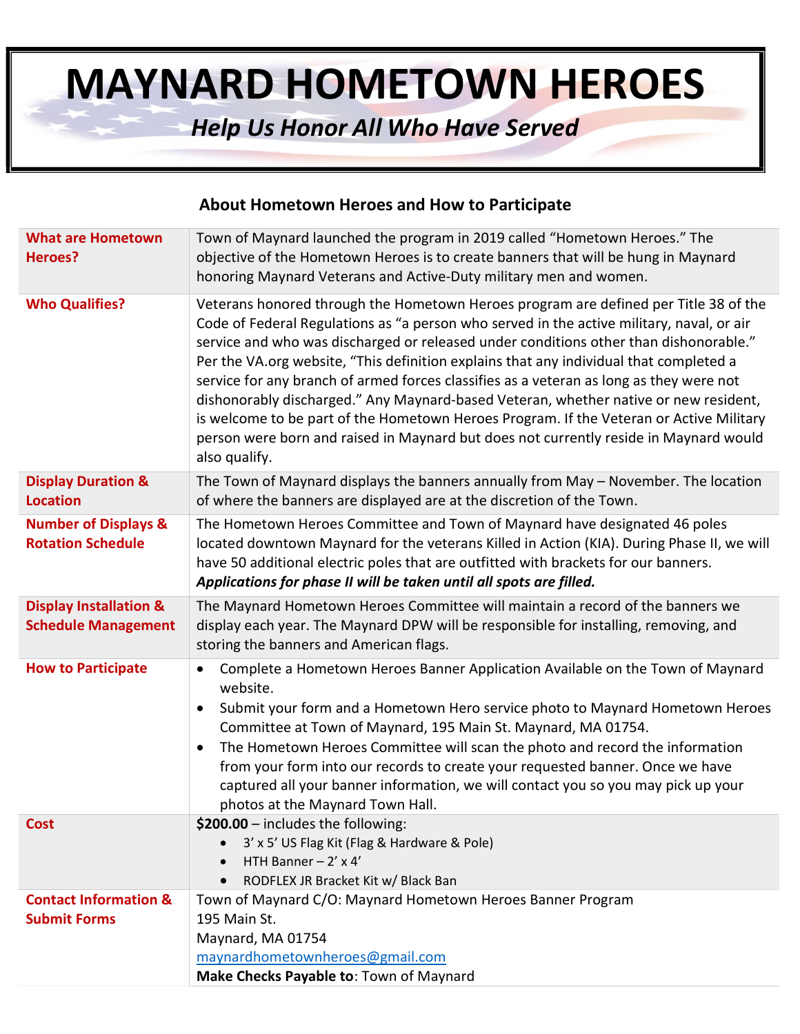# MAYNARD HOMETOWN HEROES

## *Help Us Honor All Who Have Served*

### About Hometown Heroes and How to Participate

| | |
|---|---|
| **What are Hometown Heroes?** | Town of Maynard launched the program in 2019 called "Hometown Heroes." The objective of the Hometown Heroes is to create banners that will be hung in Maynard honoring Maynard Veterans and Active-Duty military men and women. |
| **Who Qualifies?** | Veterans honored through the Hometown Heroes program are defined per Title 38 of the Code of Federal Regulations as "a person who served in the active military, naval, or air service and who was discharged or released under conditions other than dishonorable." Per the VA.org website, "This definition explains that any individual that completed a service for any branch of armed forces classifies as a veteran as long as they were not dishonorably discharged." Any Maynard-based Veteran, whether native or new resident, is welcome to be part of the Hometown Heroes Program. If the Veteran or Active Military person were born and raised in Maynard but does not currently reside in Maynard would also qualify. |
| **Display Duration & Location** | The Town of Maynard displays the banners annually from May – November. The location of where the banners are displayed are at the discretion of the Town. |
| **Number of Displays & Rotation Schedule** | The Hometown Heroes Committee and Town of Maynard have designated 46 poles located downtown Maynard for the veterans Killed in Action (KIA). During Phase II, we will have 50 additional electric poles that are outfitted with brackets for our banners. ***Applications for phase II will be taken until all spots are filled.*** |
| **Display Installation & Schedule Management** | The Maynard Hometown Heroes Committee will maintain a record of the banners we display each year. The Maynard DPW will be responsible for installing, removing, and storing the banners and American flags. |
| **How to Participate** | • Complete a Hometown Heroes Banner Application Available on the Town of Maynard website.<br>• Submit your form and a Hometown Hero service photo to Maynard Hometown Heroes Committee at Town of Maynard, 195 Main St. Maynard, MA 01754.<br>• The Hometown Heroes Committee will scan the photo and record the information from your form into our records to create your requested banner. Once we have captured all your banner information, we will contact you so you may pick up your photos at the Maynard Town Hall. |
| **Cost** | **$200.00** – includes the following:<br>• 3' x 5' US Flag Kit (Flag & Hardware & Pole)<br>• HTH Banner – 2' x 4'<br>• RODFLEX JR Bracket Kit w/ Black Ban |
| **Contact Information & Submit Forms** | Town of Maynard C/O: Maynard Hometown Heroes Banner Program<br>195 Main St.<br>Maynard, MA 01754<br>maynardhometownheroes@gmail.com<br>**Make Checks Payable to**: Town of Maynard |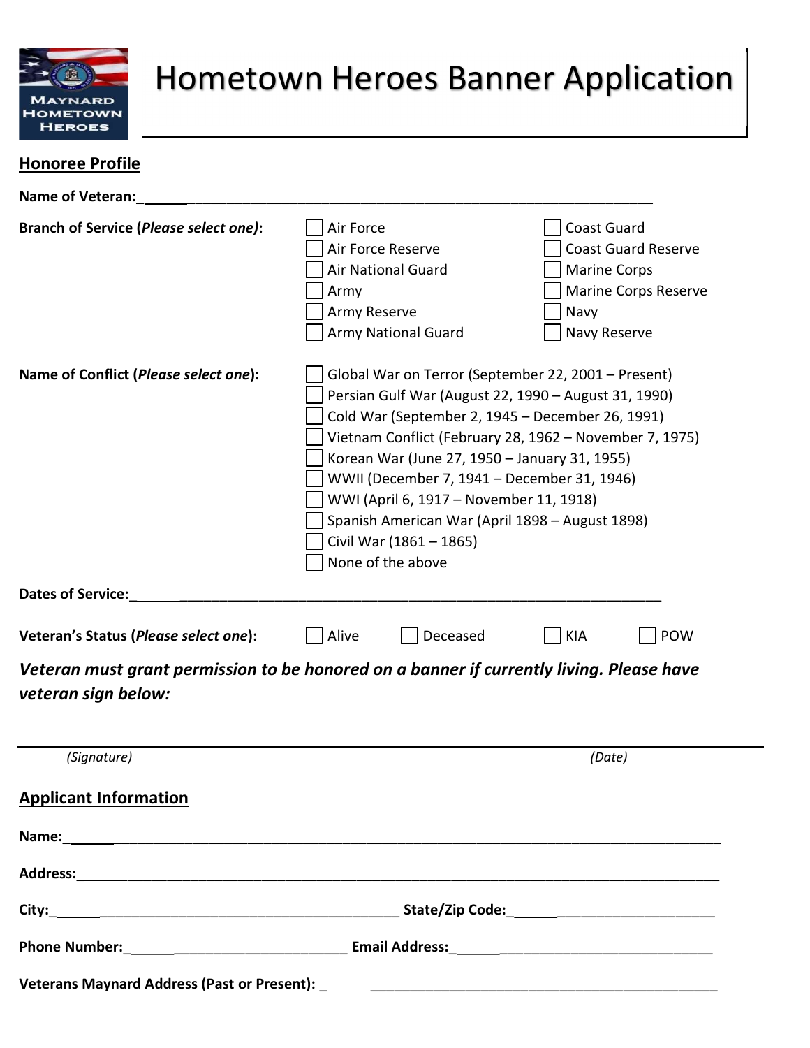# Hometown Heroes Banner Application

## Honoree Profile

**Name of Veteran:**___________________________________________________________________

**Branch of Service (*Please select one)*:**

- ☐ Air Force
- ☐ Air Force Reserve
- ☐ Air National Guard
- ☐ Army
- ☐ Army Reserve
- ☐ Army National Guard
- ☐ Coast Guard
- ☐ Coast Guard Reserve
- ☐ Marine Corps
- ☐ Marine Corps Reserve
- ☐ Navy
- ☐ Navy Reserve

**Name of Conflict (*Please select one*):**

- ☐ Global War on Terror (September 22, 2001 – Present)
- ☐ Persian Gulf War (August 22, 1990 – August 31, 1990)
- ☐ Cold War (September 2, 1945 – December 26, 1991)
- ☐ Vietnam Conflict (February 28, 1962 – November 7, 1975)
- ☐ Korean War (June 27, 1950 – January 31, 1955)
- ☐ WWII (December 7, 1941 – December 31, 1946)
- ☐ WWI (April 6, 1917 – November 11, 1918)
- ☐ Spanish American War (April 1898 – August 1898)
- ☐ Civil War (1861 – 1865)
- ☐ None of the above

**Dates of Service:**___________________________________________________________________

**Veteran's Status (*Please select one*):** ☐ Alive ☐ Deceased ☐ KIA ☐ POW

***Veteran must grant permission to be honored on a banner if currently living. Please have veteran sign below:***

______________________________________________________________________________

*(Signature)* *(Date)*

## Applicant Information

**Name:**______________________________________________________________________________

**Address:**____________________________________________________________________________

**City:**_____________________________________________ **State/Zip Code:**__________________________

**Phone Number:**_____________________________ **Email Address:**________________________________

**Veterans Maynard Address (Past or Present):** ___________________________________________________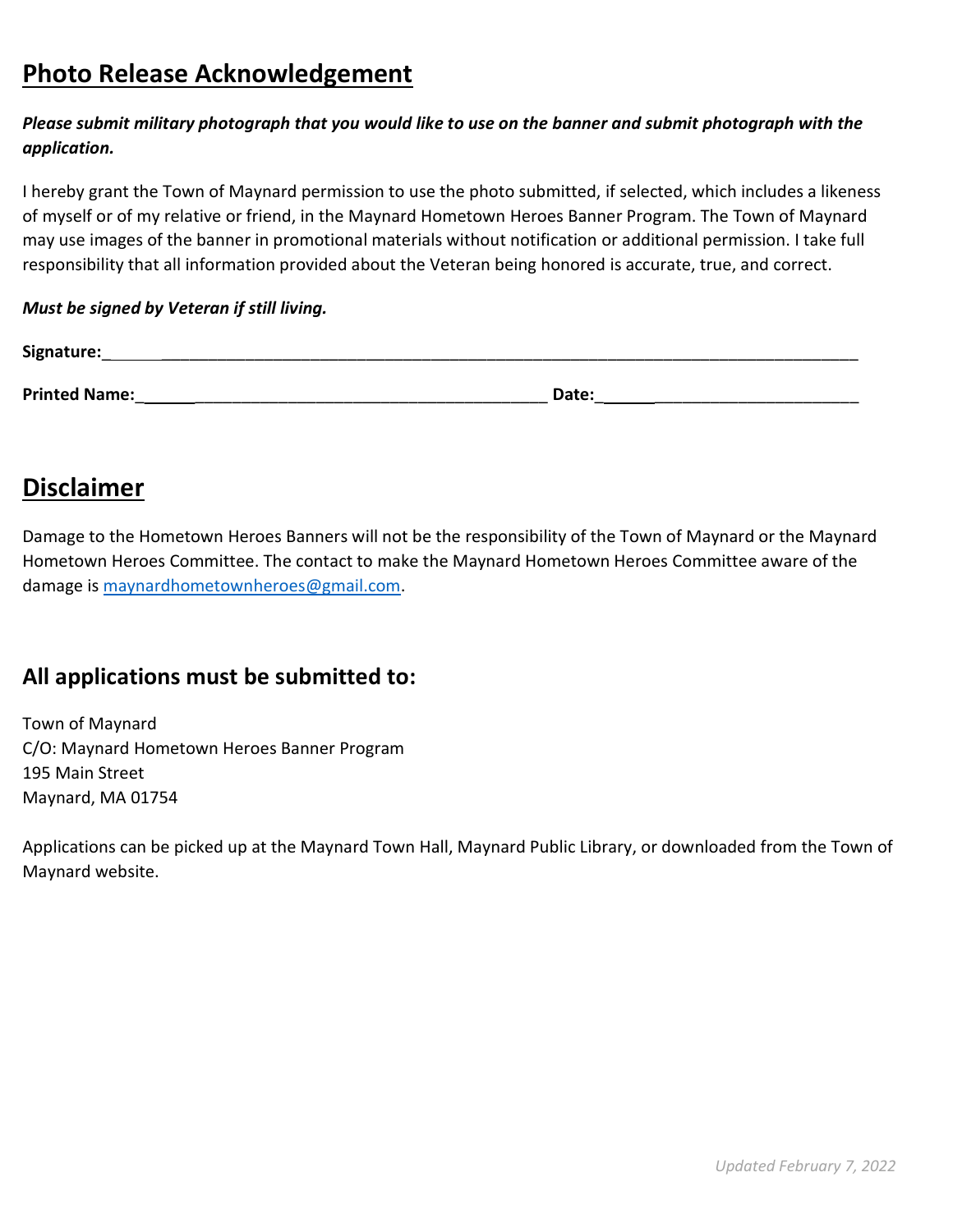## Photo Release Acknowledgement

***Please submit military photograph that you would like to use on the banner and submit photograph with the application.***

I hereby grant the Town of Maynard permission to use the photo submitted, if selected, which includes a likeness of myself or of my relative or friend, in the Maynard Hometown Heroes Banner Program. The Town of Maynard may use images of the banner in promotional materials without notification or additional permission. I take full responsibility that all information provided about the Veteran being honored is accurate, true, and correct.

***Must be signed by Veteran if still living.***

**Signature:**______________________________________________________________________________

**Printed Name:**_____________________________________________ **Date:**_____________________________

## Disclaimer

Damage to the Hometown Heroes Banners will not be the responsibility of the Town of Maynard or the Maynard Hometown Heroes Committee. The contact to make the Maynard Hometown Heroes Committee aware of the damage is maynardhometownheroes@gmail.com.

### All applications must be submitted to:

Town of Maynard
C/O: Maynard Hometown Heroes Banner Program
195 Main Street
Maynard, MA 01754

Applications can be picked up at the Maynard Town Hall, Maynard Public Library, or downloaded from the Town of Maynard website.

*Updated February 7, 2022*